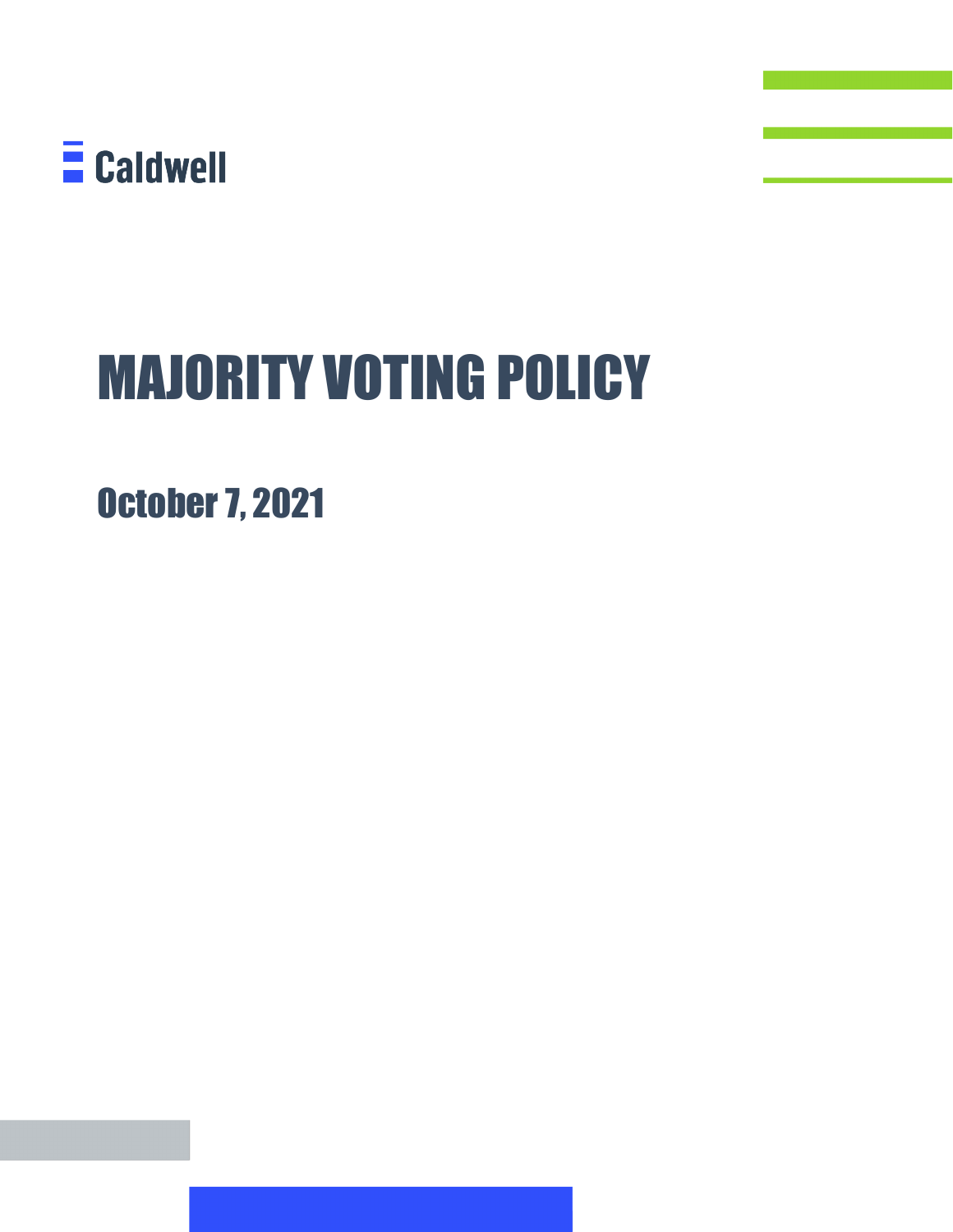Caldwell

# MAJORITY VOTING POLICY

## October 7, 2021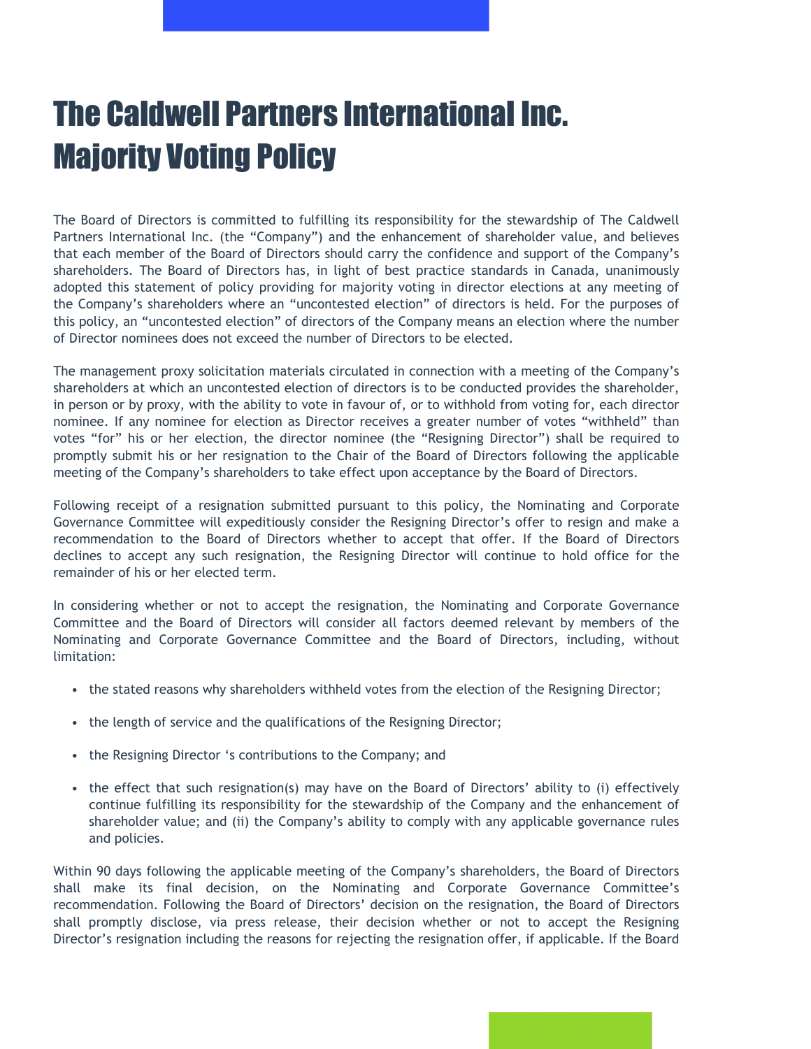# The Caldwell Partners International Inc.
# Majority Voting Policy

The Board of Directors is committed to fulfilling its responsibility for the stewardship of The Caldwell Partners International Inc. (the "Company") and the enhancement of shareholder value, and believes that each member of the Board of Directors should carry the confidence and support of the Company's shareholders. The Board of Directors has, in light of best practice standards in Canada, unanimously adopted this statement of policy providing for majority voting in director elections at any meeting of the Company's shareholders where an "uncontested election" of directors is held. For the purposes of this policy, an "uncontested election" of directors of the Company means an election where the number of Director nominees does not exceed the number of Directors to be elected.

The management proxy solicitation materials circulated in connection with a meeting of the Company's shareholders at which an uncontested election of directors is to be conducted provides the shareholder, in person or by proxy, with the ability to vote in favour of, or to withhold from voting for, each director nominee. If any nominee for election as Director receives a greater number of votes "withheld" than votes "for" his or her election, the director nominee (the "Resigning Director") shall be required to promptly submit his or her resignation to the Chair of the Board of Directors following the applicable meeting of the Company's shareholders to take effect upon acceptance by the Board of Directors.

Following receipt of a resignation submitted pursuant to this policy, the Nominating and Corporate Governance Committee will expeditiously consider the Resigning Director's offer to resign and make a recommendation to the Board of Directors whether to accept that offer. If the Board of Directors declines to accept any such resignation, the Resigning Director will continue to hold office for the remainder of his or her elected term.

In considering whether or not to accept the resignation, the Nominating and Corporate Governance Committee and the Board of Directors will consider all factors deemed relevant by members of the Nominating and Corporate Governance Committee and the Board of Directors, including, without limitation:

- the stated reasons why shareholders withheld votes from the election of the Resigning Director;
- the length of service and the qualifications of the Resigning Director;
- the Resigning Director 's contributions to the Company; and
- the effect that such resignation(s) may have on the Board of Directors' ability to (i) effectively continue fulfilling its responsibility for the stewardship of the Company and the enhancement of shareholder value; and (ii) the Company's ability to comply with any applicable governance rules and policies.

Within 90 days following the applicable meeting of the Company's shareholders, the Board of Directors shall make its final decision, on the Nominating and Corporate Governance Committee's recommendation. Following the Board of Directors' decision on the resignation, the Board of Directors shall promptly disclose, via press release, their decision whether or not to accept the Resigning Director's resignation including the reasons for rejecting the resignation offer, if applicable. If the Board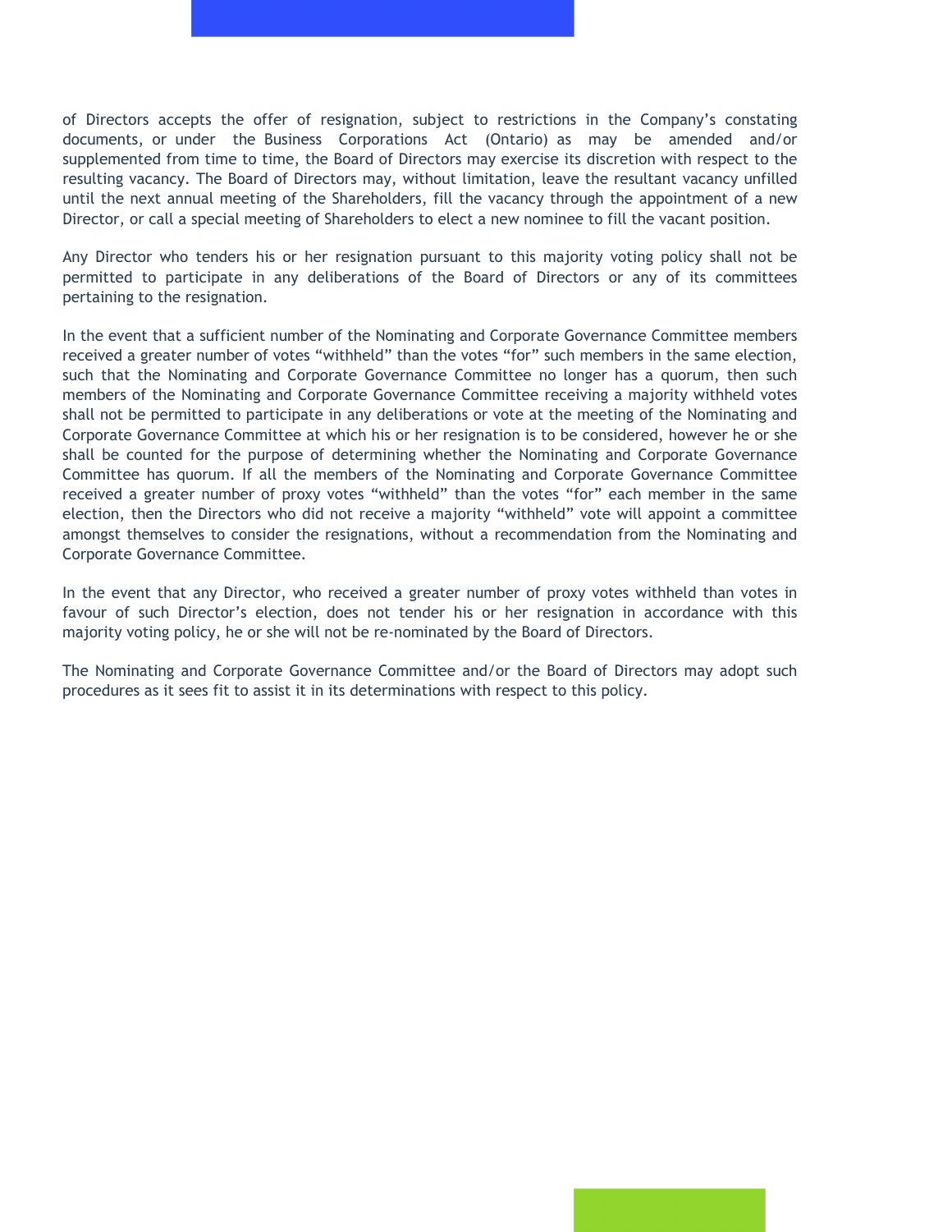of Directors accepts the offer of resignation, subject to restrictions in the Company's constating documents, or under the Business Corporations Act (Ontario) as may be amended and/or supplemented from time to time, the Board of Directors may exercise its discretion with respect to the resulting vacancy. The Board of Directors may, without limitation, leave the resultant vacancy unfilled until the next annual meeting of the Shareholders, fill the vacancy through the appointment of a new Director, or call a special meeting of Shareholders to elect a new nominee to fill the vacant position.

Any Director who tenders his or her resignation pursuant to this majority voting policy shall not be permitted to participate in any deliberations of the Board of Directors or any of its committees pertaining to the resignation.

In the event that a sufficient number of the Nominating and Corporate Governance Committee members received a greater number of votes "withheld" than the votes "for" such members in the same election, such that the Nominating and Corporate Governance Committee no longer has a quorum, then such members of the Nominating and Corporate Governance Committee receiving a majority withheld votes shall not be permitted to participate in any deliberations or vote at the meeting of the Nominating and Corporate Governance Committee at which his or her resignation is to be considered, however he or she shall be counted for the purpose of determining whether the Nominating and Corporate Governance Committee has quorum. If all the members of the Nominating and Corporate Governance Committee received a greater number of proxy votes "withheld" than the votes "for" each member in the same election, then the Directors who did not receive a majority "withheld" vote will appoint a committee amongst themselves to consider the resignations, without a recommendation from the Nominating and Corporate Governance Committee.

In the event that any Director, who received a greater number of proxy votes withheld than votes in favour of such Director's election, does not tender his or her resignation in accordance with this majority voting policy, he or she will not be re-nominated by the Board of Directors.

The Nominating and Corporate Governance Committee and/or the Board of Directors may adopt such procedures as it sees fit to assist it in its determinations with respect to this policy.